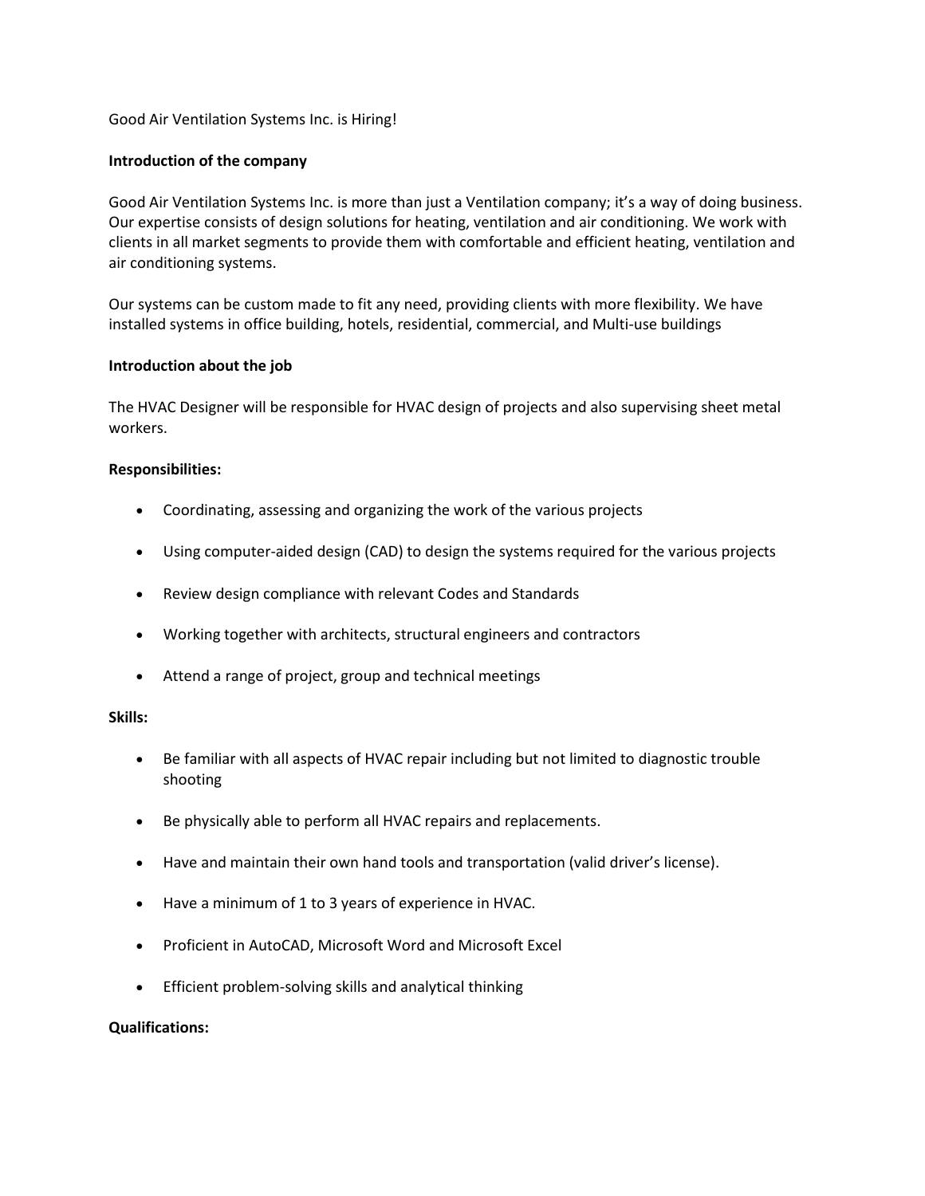Good Air Ventilation Systems Inc. is Hiring!

**Introduction of the company**

Good Air Ventilation Systems Inc. is more than just a Ventilation company; it's a way of doing business. Our expertise consists of design solutions for heating, ventilation and air conditioning. We work with clients in all market segments to provide them with comfortable and efficient heating, ventilation and air conditioning systems.

Our systems can be custom made to fit any need, providing clients with more flexibility. We have installed systems in office building, hotels, residential, commercial, and Multi-use buildings

**Introduction about the job**

The HVAC Designer will be responsible for HVAC design of projects and also supervising sheet metal workers.

**Responsibilities:**

- Coordinating, assessing and organizing the work of the various projects
- Using computer-aided design (CAD) to design the systems required for the various projects
- Review design compliance with relevant Codes and Standards
- Working together with architects, structural engineers and contractors
- Attend a range of project, group and technical meetings

**Skills:**

- Be familiar with all aspects of HVAC repair including but not limited to diagnostic trouble shooting
- Be physically able to perform all HVAC repairs and replacements.
- Have and maintain their own hand tools and transportation (valid driver's license).
- Have a minimum of 1 to 3 years of experience in HVAC.
- Proficient in AutoCAD, Microsoft Word and Microsoft Excel
- Efficient problem-solving skills and analytical thinking

**Qualifications:**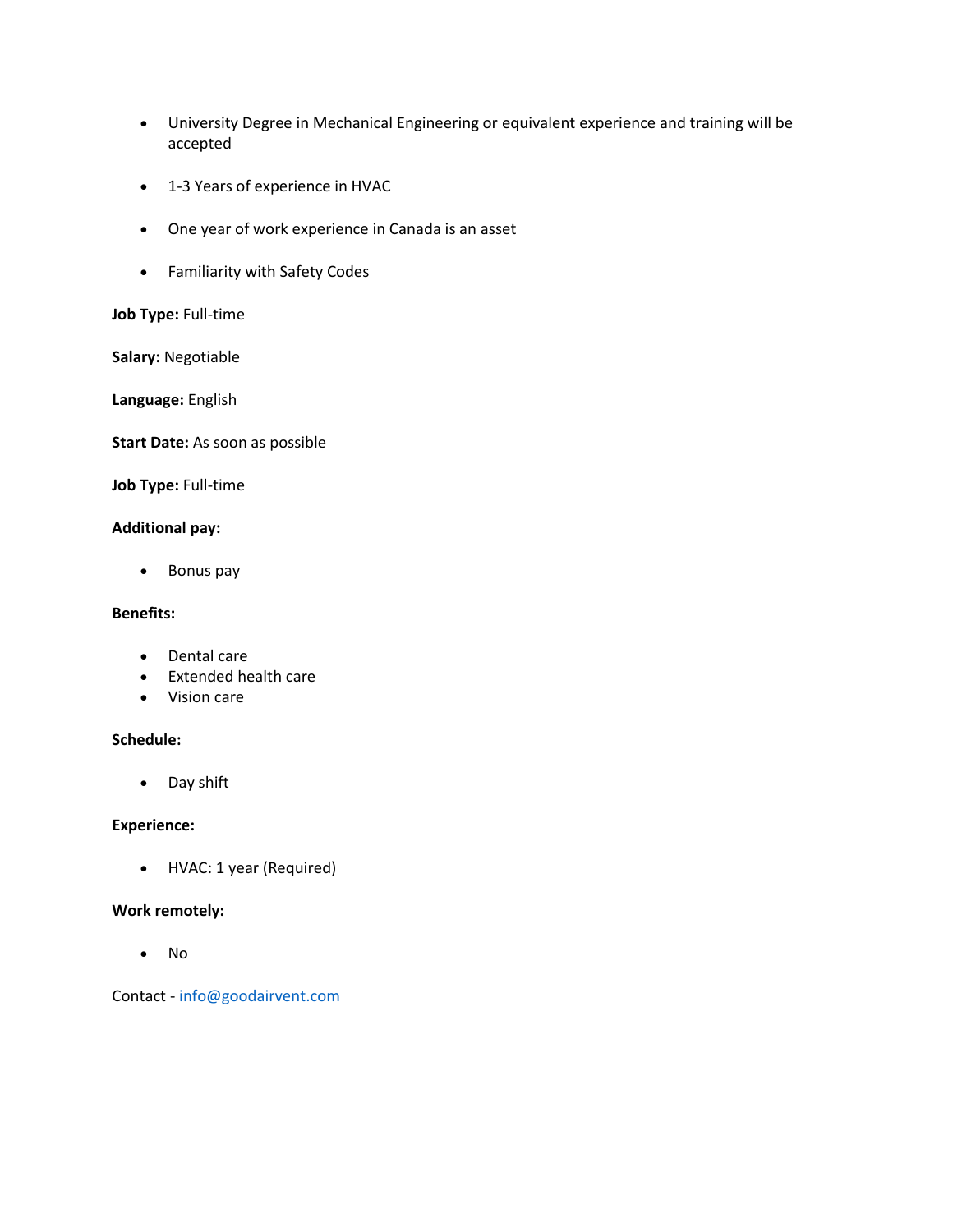- University Degree in Mechanical Engineering or equivalent experience and training will be accepted
- 1-3 Years of experience in HVAC
- One year of work experience in Canada is an asset
- Familiarity with Safety Codes

**Job Type:** Full-time

**Salary:** Negotiable

**Language:** English

**Start Date:** As soon as possible

**Job Type:** Full-time

**Additional pay:**

- Bonus pay

**Benefits:**

- Dental care
- Extended health care
- Vision care

**Schedule:**

- Day shift

**Experience:**

- HVAC: 1 year (Required)

**Work remotely:**

- No

Contact - info@goodairvent.com